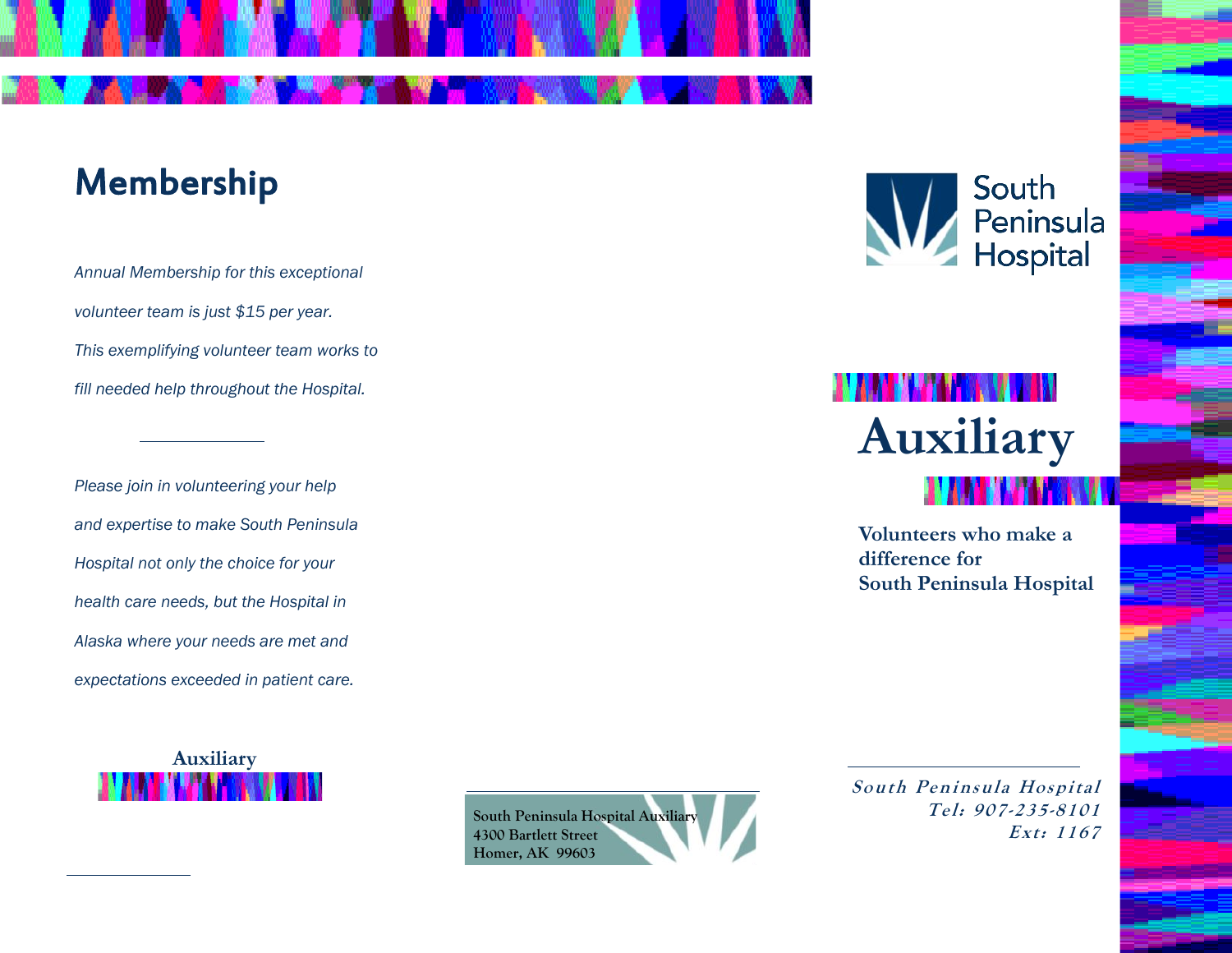## Membership

*Annual Membership for this exceptional volunteer team is just $15 per year. This exemplifying volunteer team works to fill needed help throughout the Hospital.*

---

*Please join in volunteering your help and expertise to make South Peninsula Hospital not only the choice for your health care needs, but the Hospital in Alaska where your needs are met and expectations exceeded in patient care.*

**Auxiliary**

South Peninsula Hospital Auxiliary
4300 Bartlett Street
Homer, AK 99603

South Peninsula Hospital

# Auxiliary

**Volunteers who make a difference for South Peninsula Hospital**

---

***South Peninsula Hospital***
***Tel: 907-235-8101***
***Ext: 1167***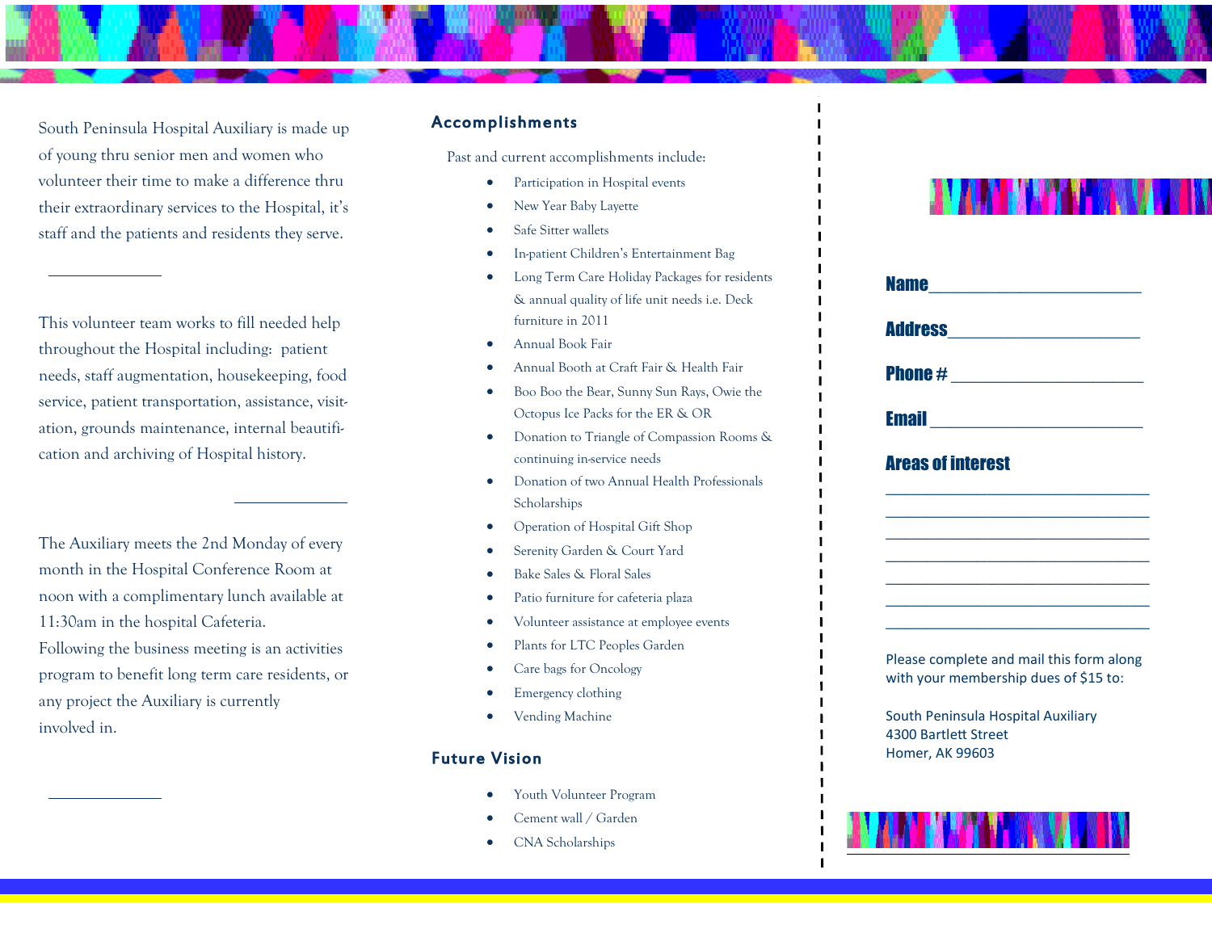South Peninsula Hospital Auxiliary is made up of young thru senior men and women who volunteer their time to make a difference thru their extraordinary services to the Hospital, it's staff and the patients and residents they serve.

This volunteer team works to fill needed help throughout the Hospital including: patient needs, staff augmentation, housekeeping, food service, patient transportation, assistance, visitation, grounds maintenance, internal beautification and archiving of Hospital history.

The Auxiliary meets the 2nd Monday of every month in the Hospital Conference Room at noon with a complimentary lunch available at 11:30am in the hospital Cafeteria. Following the business meeting is an activities program to benefit long term care residents, or any project the Auxiliary is currently involved in.

## Accomplishments

Past and current accomplishments include:

- Participation in Hospital events
- New Year Baby Layette
- Safe Sitter wallets
- In-patient Children's Entertainment Bag
- Long Term Care Holiday Packages for residents & annual quality of life unit needs i.e. Deck furniture in 2011
- Annual Book Fair
- Annual Booth at Craft Fair & Health Fair
- Boo Boo the Bear, Sunny Sun Rays, Owie the Octopus Ice Packs for the ER & OR
- Donation to Triangle of Compassion Rooms & continuing in-service needs
- Donation of two Annual Health Professionals Scholarships
- Operation of Hospital Gift Shop
- Serenity Garden & Court Yard
- Bake Sales & Floral Sales
- Patio furniture for cafeteria plaza
- Volunteer assistance at employee events
- Plants for LTC Peoples Garden
- Care bags for Oncology
- Emergency clothing
- Vending Machine

## Future Vision

- Youth Volunteer Program
- Cement wall / Garden
- CNA Scholarships

**Name**_______________________

**Address**_____________________

**Phone #** _____________________

**Email** _______________________

**Areas of interest**

_______________________________

_______________________________

_______________________________

_______________________________

_______________________________

_______________________________

_______________________________

Please complete and mail this form along with your membership dues of $15 to:

South Peninsula Hospital Auxiliary
4300 Bartlett Street
Homer, AK 99603